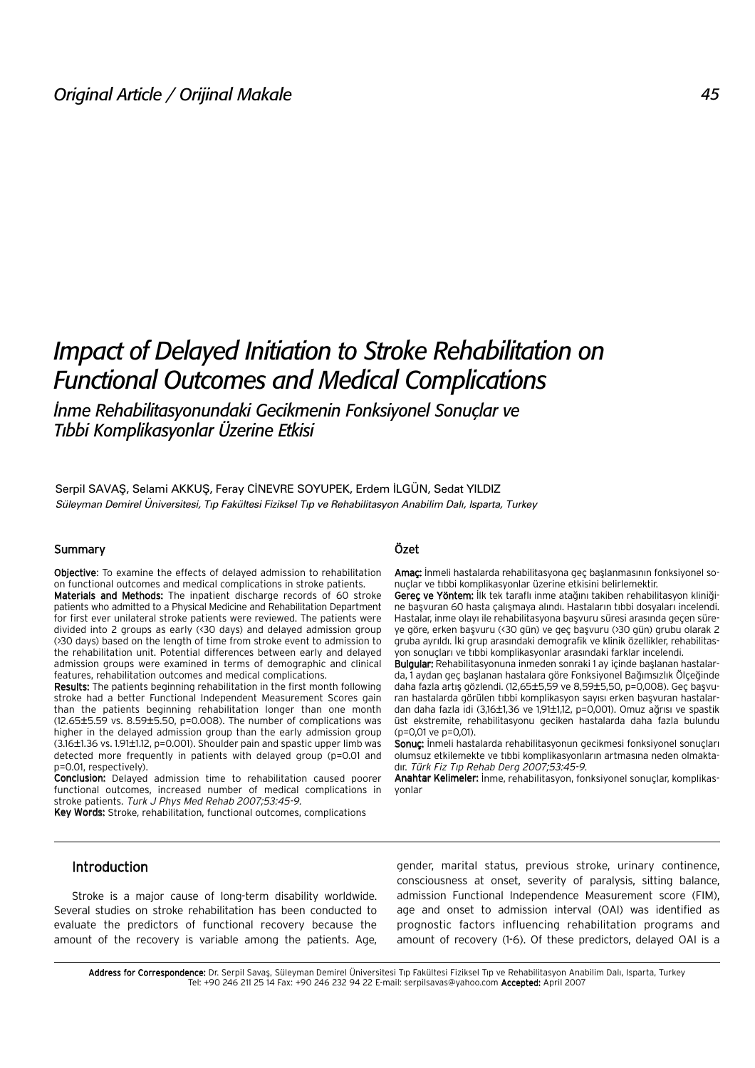Original Article / Orijinal Makale

# Impact of Delayed Initiation to Stroke Rehabilitation on Functional Outcomes and Medical Complications

## İnme Rehabilitasyonundaki Gecikmenin Fonksiyonel Sonuçlar ve Tıbbi Komplikasyonlar Üzerine Etkisi

Serpil SAVAŞ, Selami AKKUŞ, Feray CİNEVRE SOYUPEK, Erdem İLGÜN, Sedat YILDIZ

*Süleyman Demirel Üniversitesi, Tıp Fakültesi Fiziksel Tıp ve Rehabilitasyon Anabilim Dalı, Isparta, Turkey*

### Summary

**Objective**: To examine the effects of delayed admission to rehabilitation on functional outcomes and medical complications in stroke patients.

**Materials and Methods:** The inpatient discharge records of 60 stroke patients who admitted to a Physical Medicine and Rehabilitation Department for first ever unilateral stroke patients were reviewed. The patients were divided into 2 groups as early (<30 days) and delayed admission group (>30 days) based on the length of time from stroke event to admission to the rehabilitation unit. Potential differences between early and delayed admission groups were examined in terms of demographic and clinical features, rehabilitation outcomes and medical complications.

**Results:** The patients beginning rehabilitation in the first month following stroke had a better Functional Independent Measurement Scores gain than the patients beginning rehabilitation longer than one month (12.65±5.59 vs. 8.59±5.50, p=0.008). The number of complications was higher in the delayed admission group than the early admission group (3.16±1.36 vs. 1.91±1.12, p=0.001). Shoulder pain and spastic upper limb was detected more frequently in patients with delayed group (p=0.01 and p=0.01, respectively).

**Conclusion:** Delayed admission time to rehabilitation caused poorer functional outcomes, increased number of medical complications in stroke patients. *Turk J Phys Med Rehab 2007;53:45-9.*

**Key Words:** Stroke, rehabilitation, functional outcomes, complications

### Özet

**Amaç:** İnmeli hastalarda rehabilitasyona geç başlanmasının fonksiyonel sonuçlar ve tıbbi komplikasyonlar üzerine etkisini belirlemektir.

**Gereç ve Yöntem:** İlk tek taraflı inme atağını takiben rehabilitasyon kliniğine başvuran 60 hasta çalışmaya alındı. Hastaların tıbbi dosyaları incelendi. Hastalar, inme olayı ile rehabilitasyona başvuru süresi arasında geçen süreye göre, erken başvuru (<30 gün) ve geç başvuru (>30 gün) grubu olarak 2 gruba ayrıldı. İki grup arasındaki demografik ve klinik özellikler, rehabilitasyon sonuçları ve tıbbi komplikasyonlar arasındaki farklar incelendi.

**Bulgular:** Rehabilitasyonuna inmeden sonraki 1 ay içinde başlanan hastalarda, 1 aydan geç başlanan hastalara göre Fonksiyonel Bağımsızlık Ölçeğinde daha fazla artış gözlendi. (12,65±5,59 ve 8,59±5,50, p=0,008). Geç başvuran hastalarda görülen tıbbi komplikasyon sayısı erken başvuran hastalardan daha fazla idi (3,16±1,36 ve 1,91±1,12, p=0,001). Omuz ağrısı ve spastik üst ekstremite, rehabilitasyonu geciken hastalarda daha fazla bulundu (p=0,01 ve p=0,01).

**Sonuç:** İnmeli hastalarda rehabilitasyonun gecikmesi fonksiyonel sonuçları olumsuz etkilemekte ve tıbbi komplikasyonların artmasına neden olmaktadır. *Türk Fiz Tıp Rehab Derg 2007;53:45-9.*

**Anahtar Kelimeler:** İnme, rehabilitasyon, fonksiyonel sonuçlar, komplikasyonlar

## Introduction

Stroke is a major cause of long-term disability worldwide. Several studies on stroke rehabilitation has been conducted to evaluate the predictors of functional recovery because the amount of the recovery is variable among the patients. Age, gender, marital status, previous stroke, urinary continence, consciousness at onset, severity of paralysis, sitting balance, admission Functional Independence Measurement score (FIM), age and onset to admission interval (OAI) was identified as prognostic factors influencing rehabilitation programs and amount of recovery (1-6). Of these predictors, delayed OAI is a

**Address for Correspondence:** Dr. Serpil Savaş, Süleyman Demirel Üniversitesi Tıp Fakültesi Fiziksel Tıp ve Rehabilitasyon Anabilim Dalı, Isparta, Turkey Tel: +90 246 211 25 14 Fax: +90 246 232 94 22 E-mail: serpilsavas@yahoo.com **Accepted:** April 2007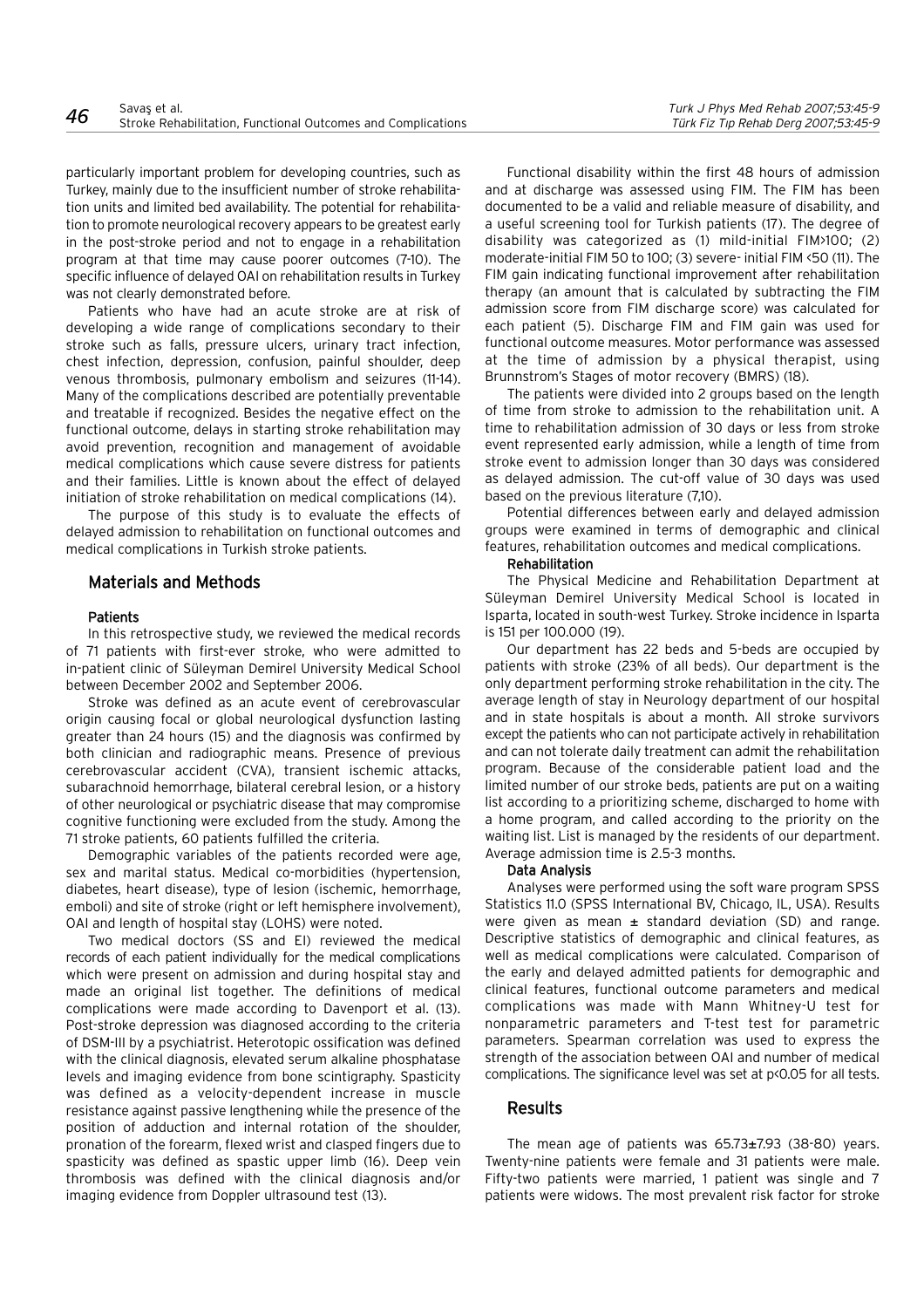particularly important problem for developing countries, such as Turkey, mainly due to the insufficient number of stroke rehabilitation units and limited bed availability. The potential for rehabilitation to promote neurological recovery appears to be greatest early in the post-stroke period and not to engage in a rehabilitation program at that time may cause poorer outcomes (7-10). The specific influence of delayed OAI on rehabilitation results in Turkey was not clearly demonstrated before.

Patients who have had an acute stroke are at risk of developing a wide range of complications secondary to their stroke such as falls, pressure ulcers, urinary tract infection, chest infection, depression, confusion, painful shoulder, deep venous thrombosis, pulmonary embolism and seizures (11-14). Many of the complications described are potentially preventable and treatable if recognized. Besides the negative effect on the functional outcome, delays in starting stroke rehabilitation may avoid prevention, recognition and management of avoidable medical complications which cause severe distress for patients and their families. Little is known about the effect of delayed initiation of stroke rehabilitation on medical complications (14).

The purpose of this study is to evaluate the effects of delayed admission to rehabilitation on functional outcomes and medical complications in Turkish stroke patients.

## Materials and Methods

### Patients

In this retrospective study, we reviewed the medical records of 71 patients with first-ever stroke, who were admitted to in-patient clinic of Süleyman Demirel University Medical School between December 2002 and September 2006.

Stroke was defined as an acute event of cerebrovascular origin causing focal or global neurological dysfunction lasting greater than 24 hours (15) and the diagnosis was confirmed by both clinician and radiographic means. Presence of previous cerebrovascular accident (CVA), transient ischemic attacks, subarachnoid hemorrhage, bilateral cerebral lesion, or a history of other neurological or psychiatric disease that may compromise cognitive functioning were excluded from the study. Among the 71 stroke patients, 60 patients fulfilled the criteria.

Demographic variables of the patients recorded were age, sex and marital status. Medical co-morbidities (hypertension, diabetes, heart disease), type of lesion (ischemic, hemorrhage, emboli) and site of stroke (right or left hemisphere involvement), OAI and length of hospital stay (LOHS) were noted.

Two medical doctors (SS and EI) reviewed the medical records of each patient individually for the medical complications which were present on admission and during hospital stay and made an original list together. The definitions of medical complications were made according to Davenport et al. (13). Post-stroke depression was diagnosed according to the criteria of DSM-III by a psychiatrist. Heterotopic ossification was defined with the clinical diagnosis, elevated serum alkaline phosphatase levels and imaging evidence from bone scintigraphy. Spasticity was defined as a velocity-dependent increase in muscle resistance against passive lengthening while the presence of the position of adduction and internal rotation of the shoulder, pronation of the forearm, flexed wrist and clasped fingers due to spasticity was defined as spastic upper limb (16). Deep vein thrombosis was defined with the clinical diagnosis and/or imaging evidence from Doppler ultrasound test (13).

Functional disability within the first 48 hours of admission and at discharge was assessed using FIM. The FIM has been documented to be a valid and reliable measure of disability, and a useful screening tool for Turkish patients (17). The degree of disability was categorized as (1) mild-initial FIM>100; (2) moderate-initial FIM 50 to 100; (3) severe- initial FIM <50 (11). The FIM gain indicating functional improvement after rehabilitation therapy (an amount that is calculated by subtracting the FIM admission score from FIM discharge score) was calculated for each patient (5). Discharge FIM and FIM gain was used for functional outcome measures. Motor performance was assessed at the time of admission by a physical therapist, using Brunnstrom's Stages of motor recovery (BMRS) (18).

The patients were divided into 2 groups based on the length of time from stroke to admission to the rehabilitation unit. A time to rehabilitation admission of 30 days or less from stroke event represented early admission, while a length of time from stroke event to admission longer than 30 days was considered as delayed admission. The cut-off value of 30 days was used based on the previous literature (7,10).

Potential differences between early and delayed admission groups were examined in terms of demographic and clinical features, rehabilitation outcomes and medical complications.

### Rehabilitation

The Physical Medicine and Rehabilitation Department at Süleyman Demirel University Medical School is located in Isparta, located in south-west Turkey. Stroke incidence in Isparta is 151 per 100.000 (19).

Our department has 22 beds and 5-beds are occupied by patients with stroke (23% of all beds). Our department is the only department performing stroke rehabilitation in the city. The average length of stay in Neurology department of our hospital and in state hospitals is about a month. All stroke survivors except the patients who can not participate actively in rehabilitation and can not tolerate daily treatment can admit the rehabilitation program. Because of the considerable patient load and the limited number of our stroke beds, patients are put on a waiting list according to a prioritizing scheme, discharged to home with a home program, and called according to the priority on the waiting list. List is managed by the residents of our department. Average admission time is 2.5-3 months.

### Data Analysis

Analyses were performed using the soft ware program SPSS Statistics 11.0 (SPSS International BV, Chicago, IL, USA). Results were given as mean ± standard deviation (SD) and range. Descriptive statistics of demographic and clinical features, as well as medical complications were calculated. Comparison of the early and delayed admitted patients for demographic and clinical features, functional outcome parameters and medical complications was made with Mann Whitney-U test for nonparametric parameters and T-test test for parametric parameters. Spearman correlation was used to express the strength of the association between OAI and number of medical complications. The significance level was set at $p<0.05$ for all tests.

## Results

The mean age of patients was 65.73±7.93 (38-80) years. Twenty-nine patients were female and 31 patients were male. Fifty-two patients were married, 1 patient was single and 7 patients were widows. The most prevalent risk factor for stroke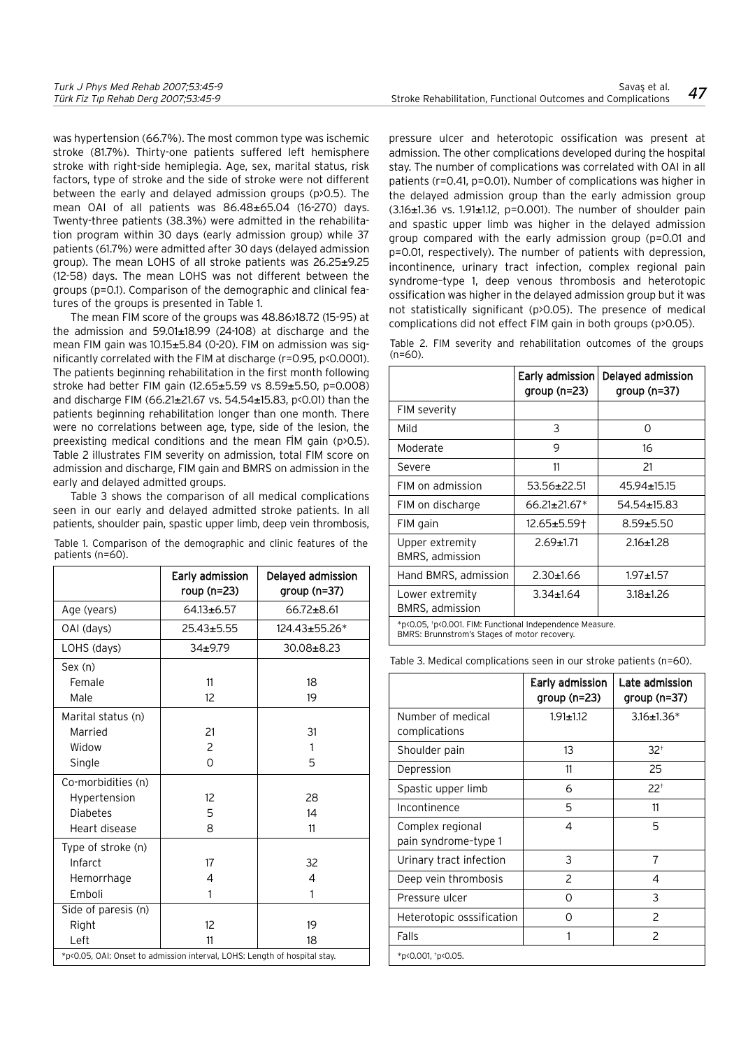was hypertension (66.7%). The most common type was ischemic stroke (81.7%). Thirty-one patients suffered left hemisphere stroke with right-side hemiplegia. Age, sex, marital status, risk factors, type of stroke and the side of stroke were not different between the early and delayed admission groups ($p>0.5$). The mean OAI of all patients was 86.48±65.04 (16-270) days. Twenty-three patients (38.3%) were admitted in the rehabilitation program within 30 days (early admission group) while 37 patients (61.7%) were admitted after 30 days (delayed admission group). The mean LOHS of all stroke patients was 26.25±9.25 (12-58) days. The mean LOHS was not different between the groups ($p=0.1$). Comparison of the demographic and clinical features of the groups is presented in Table 1.

The mean FIM score of the groups was 48.86›18.72 (15-95) at the admission and 59.01±18.99 (24-108) at discharge and the mean FIM gain was 10.15±5.84 (0-20). FIM on admission was significantly correlated with the FIM at discharge ($r=0.95$, $p<0.0001$). The patients beginning rehabilitation in the first month following stroke had better FIM gain (12.65±5.59 vs 8.59±5.50, $p=0.008$) and discharge FIM (66.21±21.67 vs. 54.54±15.83, $p<0.01$) than the patients beginning rehabilitation longer than one month. There were no correlations between age, type, side of the lesion, the preexisting medical conditions and the mean FİM gain ($p>0.5$). Table 2 illustrates FIM severity on admission, total FIM score on admission and discharge, FIM gain and BMRS on admission in the early and delayed admitted groups.

Table 3 shows the comparison of all medical complications seen in our early and delayed admitted stroke patients. In all patients, shoulder pain, spastic upper limb, deep vein thrombosis, pressure ulcer and heterotopic ossification was present at admission. The other complications developed during the hospital stay. The number of complications was correlated with OAI in all patients ($r=0.41$, $p=0.01$). Number of complications was higher in the delayed admission group than the early admission group (3.16±1.36 vs. 1.91±1.12, $p=0.001$). The number of shoulder pain and spastic upper limb was higher in the delayed admission group compared with the early admission group ($p=0.01$ and $p=0.01$, respectively). The number of patients with depression, incontinence, urinary tract infection, complex regional pain syndrome-type 1, deep venous thrombosis and heterotopic ossification was higher in the delayed admission group but it was not statistically significant ($p>0.05$). The presence of medical complications did not effect FIM gain in both groups ($p>0.05$).

Table 1. Comparison of the demographic and clinic features of the patients (n=60).

| | Early admission roup (n=23) | Delayed admission group (n=37) |
|---|---|---|
| Age (years) | 64.13±6.57 | 66.72±8.61 |
| OAI (days) | 25.43±5.55 | 124.43±55.26* |
| LOHS (days) | 34±9.79 | 30.08±8.23 |
| Sex (n) | | |
| Female | 11 | 18 |
| Male | 12 | 19 |
| Marital status (n) | | |
| Married | 21 | 31 |
| Widow | 2 | 1 |
| Single | 0 | 5 |
| Co-morbidities (n) | | |
| Hypertension | 12 | 28 |
| Diabetes | 5 | 14 |
| Heart disease | 8 | 11 |
| Type of stroke (n) | | |
| Infarct | 17 | 32 |
| Hemorrhage | 4 | 4 |
| Emboli | 1 | 1 |
| Side of paresis (n) | | |
| Right | 12 | 19 |
| Left | 11 | 18 |

*$p<0.05$, OAI: Onset to admission interval, LOHS: Length of hospital stay.

Table 2. FIM severity and rehabilitation outcomes of the groups (n=60).

| | Early admission group (n=23) | Delayed admission group (n=37) |
|---|---|---|
| FIM severity | | |
| Mild | 3 | 0 |
| Moderate | 9 | 16 |
| Severe | 11 | 21 |
| FIM on admission | 53.56±22.51 | 45.94±15.15 |
| FIM on discharge | 66.21±21.67* | 54.54±15.83 |
| FIM gain | 12.65±5.59† | 8.59±5.50 |
| Upper extremity BMRS, admission | 2.69±1.71 | 2.16±1.28 |
| Hand BMRS, admission | 2.30±1.66 | 1.97±1.57 |
| Lower extremity BMRS, admission | 3.34±1.64 | 3.18±1.26 |

*$p<0.05$, †$p<0.001$. FIM: Functional Independence Measure. BMRS: Brunnstrom's Stages of motor recovery.

Table 3. Medical complications seen in our stroke patients (n=60).

| | Early admission group (n=23) | Late admission group (n=37) |
|---|---|---|
| Number of medical complications | 1.91±1.12 | 3.16±1.36* |
| Shoulder pain | 13 | 32† |
| Depression | 11 | 25 |
| Spastic upper limb | 6 | 22† |
| Incontinence | 5 | 11 |
| Complex regional pain syndrome-type 1 | 4 | 5 |
| Urinary tract infection | 3 | 7 |
| Deep vein thrombosis | 2 | 4 |
| Pressure ulcer | 0 | 3 |
| Heterotopic osssification | 0 | 2 |
| Falls | 1 | 2 |

*$p<0.001$, †$p<0.05$.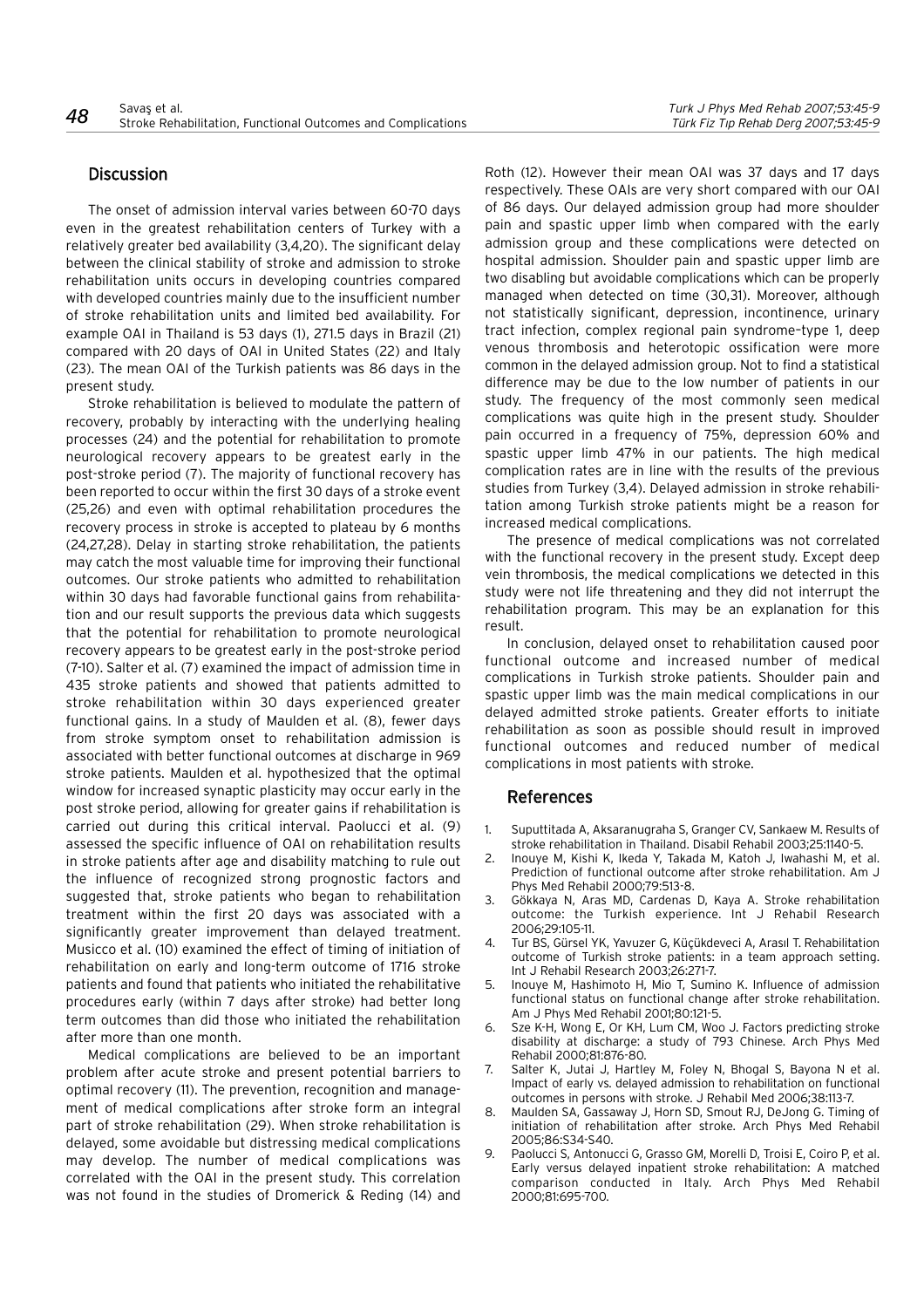## Discussion

The onset of admission interval varies between 60-70 days even in the greatest rehabilitation centers of Turkey with a relatively greater bed availability (3,4,20). The significant delay between the clinical stability of stroke and admission to stroke rehabilitation units occurs in developing countries compared with developed countries mainly due to the insufficient number of stroke rehabilitation units and limited bed availability. For example OAI in Thailand is 53 days (1), 271.5 days in Brazil (21) compared with 20 days of OAI in United States (22) and Italy (23). The mean OAI of the Turkish patients was 86 days in the present study.

Stroke rehabilitation is believed to modulate the pattern of recovery, probably by interacting with the underlying healing processes (24) and the potential for rehabilitation to promote neurological recovery appears to be greatest early in the post-stroke period (7). The majority of functional recovery has been reported to occur within the first 30 days of a stroke event (25,26) and even with optimal rehabilitation procedures the recovery process in stroke is accepted to plateau by 6 months (24,27,28). Delay in starting stroke rehabilitation, the patients may catch the most valuable time for improving their functional outcomes. Our stroke patients who admitted to rehabilitation within 30 days had favorable functional gains from rehabilitation and our result supports the previous data which suggests that the potential for rehabilitation to promote neurological recovery appears to be greatest early in the post-stroke period (7-10). Salter et al. (7) examined the impact of admission time in 435 stroke patients and showed that patients admitted to stroke rehabilitation within 30 days experienced greater functional gains. In a study of Maulden et al. (8), fewer days from stroke symptom onset to rehabilitation admission is associated with better functional outcomes at discharge in 969 stroke patients. Maulden et al. hypothesized that the optimal window for increased synaptic plasticity may occur early in the post stroke period, allowing for greater gains if rehabilitation is carried out during this critical interval. Paolucci et al. (9) assessed the specific influence of OAI on rehabilitation results in stroke patients after age and disability matching to rule out the influence of recognized strong prognostic factors and suggested that, stroke patients who began to rehabilitation treatment within the first 20 days was associated with a significantly greater improvement than delayed treatment. Musicco et al. (10) examined the effect of timing of initiation of rehabilitation on early and long-term outcome of 1716 stroke patients and found that patients who initiated the rehabilitative procedures early (within 7 days after stroke) had better long term outcomes than did those who initiated the rehabilitation after more than one month.

Medical complications are believed to be an important problem after acute stroke and present potential barriers to optimal recovery (11). The prevention, recognition and management of medical complications after stroke form an integral part of stroke rehabilitation (29). When stroke rehabilitation is delayed, some avoidable but distressing medical complications may develop. The number of medical complications was correlated with the OAI in the present study. This correlation was not found in the studies of Dromerick & Reding (14) and Roth (12). However their mean OAI was 37 days and 17 days respectively. These OAIs are very short compared with our OAI of 86 days. Our delayed admission group had more shoulder pain and spastic upper limb when compared with the early admission group and these complications were detected on hospital admission. Shoulder pain and spastic upper limb are two disabling but avoidable complications which can be properly managed when detected on time (30,31). Moreover, although not statistically significant, depression, incontinence, urinary tract infection, complex regional pain syndrome–type 1, deep venous thrombosis and heterotopic ossification were more common in the delayed admission group. Not to find a statistical difference may be due to the low number of patients in our study. The frequency of the most commonly seen medical complications was quite high in the present study. Shoulder pain occurred in a frequency of 75%, depression 60% and spastic upper limb 47% in our patients. The high medical complication rates are in line with the results of the previous studies from Turkey (3,4). Delayed admission in stroke rehabilitation among Turkish stroke patients might be a reason for increased medical complications.

The presence of medical complications was not correlated with the functional recovery in the present study. Except deep vein thrombosis, the medical complications we detected in this study were not life threatening and they did not interrupt the rehabilitation program. This may be an explanation for this result.

In conclusion, delayed onset to rehabilitation caused poor functional outcome and increased number of medical complications in Turkish stroke patients. Shoulder pain and spastic upper limb was the main medical complications in our delayed admitted stroke patients. Greater efforts to initiate rehabilitation as soon as possible should result in improved functional outcomes and reduced number of medical complications in most patients with stroke.

## References

1. Suputtitada A, Aksaranugraha S, Granger CV, Sankaew M. Results of stroke rehabilitation in Thailand. Disabil Rehabil 2003;25:1140-5.
2. Inouye M, Kishi K, Ikeda Y, Takada M, Katoh J, Iwahashi M, et al. Prediction of functional outcome after stroke rehabilitation. Am J Phys Med Rehabil 2000;79:513-8.
3. Gökkaya N, Aras MD, Cardenas D, Kaya A. Stroke rehabilitation outcome: the Turkish experience. Int J Rehabil Research 2006;29:105-11.
4. Tur BS, Gürsel YK, Yavuzer G, Küçükdeveci A, Arasıl T. Rehabilitation outcome of Turkish stroke patients: in a team approach setting. Int J Rehabil Research 2003;26:271-7.
5. Inouye M, Hashimoto H, Mio T, Sumino K. Influence of admission functional status on functional change after stroke rehabilitation. Am J Phys Med Rehabil 2001;80:121-5.
6. Sze K-H, Wong E, Or KH, Lum CM, Woo J. Factors predicting stroke disability at discharge: a study of 793 Chinese. Arch Phys Med Rehabil 2000;81:876-80.
7. Salter K, Jutai J, Hartley M, Foley N, Bhogal S, Bayona N et al. Impact of early vs. delayed admission to rehabilitation on functional outcomes in persons with stroke. J Rehabil Med 2006;38:113-7.
8. Maulden SA, Gassaway J, Horn SD, Smout RJ, DeJong G. Timing of initiation of rehabilitation after stroke. Arch Phys Med Rehabil 2005;86:S34-S40.
9. Paolucci S, Antonucci G, Grasso GM, Morelli D, Troisi E, Coiro P, et al. Early versus delayed inpatient stroke rehabilitation: A matched comparison conducted in Italy. Arch Phys Med Rehabil 2000;81:695-700.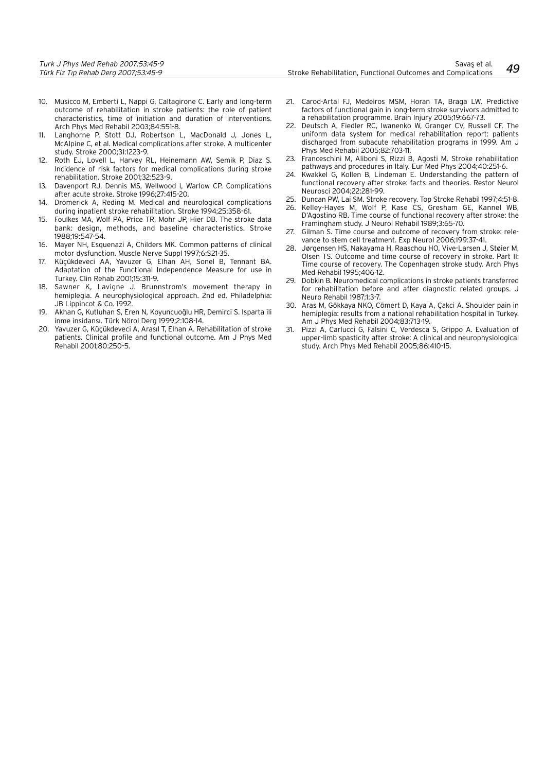10. Musicco M, Emberti L, Nappi G, Caltagirone C. Early and long-term outcome of rehabilitation in stroke patients: the role of patient characteristics, time of initiation and duration of interventions. Arch Phys Med Rehabil 2003;84:551-8.
11. Langhorne P, Stott DJ, Robertson L, MacDonald J, Jones L, McAlpine C, et al. Medical complications after stroke. A multicenter study. Stroke 2000;31:1223-9.
12. Roth EJ, Lovell L, Harvey RL, Heinemann AW, Semik P, Diaz S. Incidence of risk factors for medical complications during stroke rehabilitation. Stroke 2001;32:523-9.
13. Davenport RJ, Dennis MS, Wellwood I, Warlow CP. Complications after acute stroke. Stroke 1996;27:415-20.
14. Dromerick A, Reding M. Medical and neurological complications during inpatient stroke rehabilitation. Stroke 1994;25:358-61.
15. Foulkes MA, Wolf PA, Price TR, Mohr JP, Hier DB. The stroke data bank: design, methods, and baseline characteristics. Stroke 1988;19:547-54.
16. Mayer NH, Esquenazi A, Childers MK. Common patterns of clinical motor dysfunction. Muscle Nerve Suppl 1997;6:S21-35.
17. Küçükdeveci AA, Yavuzer G, Elhan AH, Sonel B, Tennant BA. Adaptation of the Functional Independence Measure for use in Turkey. Clin Rehab 2001;15:311-9.
18. Sawner K, Lavigne J. Brunnstrom's movement therapy in hemiplegia. A neurophysiological approach. 2nd ed. Philadelphia: JB Lippincot & Co. 1992.
19. Akhan G, Kutluhan S, Eren N, Koyuncuoğlu HR, Demirci S. Isparta ili inme insidansı. Türk Nörol Derg 1999;2:108-14.
20. Yavuzer G, Küçükdeveci A, Arasıl T, Elhan A. Rehabilitation of stroke patients. Clinical profile and functional outcome. Am J Phys Med Rehabil 2001;80:250-5.
21. Carod-Artal FJ, Medeiros MSM, Horan TA, Braga LW. Predictive factors of functional gain in long-term stroke survivors admitted to a rehabilitation programme. Brain Injury 2005;19:667-73.
22. Deutsch A, Fiedler RC, Iwanenko W, Granger CV, Russell CF. The uniform data system for medical rehabilitation report: patients discharged from subacute rehabilitation programs in 1999. Am J Phys Med Rehabil 2005;82:703-11.
23. Franceschini M, Aliboni S, Rizzi B, Agosti M. Stroke rehabilitation pathways and procedures in Italy. Eur Med Phys 2004;40:251-6.
24. Kwakkel G, Kollen B, Lindeman E. Understanding the pattern of functional recovery after stroke: facts and theories. Restor Neurol Neurosci 2004;22:281-99.
25. Duncan PW, Lai SM. Stroke recovery. Top Stroke Rehabil 1997;4:51-8.
26. Kelley-Hayes M, Wolf P, Kase CS, Gresham GE, Kannel WB, D'Agostino RB. Time course of functional recovery after stroke: the Framingham study. J Neurol Rehabil 1989;3:65-70.
27. Gilman S. Time course and outcome of recovery from stroke: relevance to stem cell treatment. Exp Neurol 2006;199:37-41.
28. Jørgensen HS, Nakayama H, Raaschou HO, Vive-Larsen J, Støier M, Olsen TS. Outcome and time course of recovery in stroke. Part II: Time course of recovery. The Copenhagen stroke study. Arch Phys Med Rehabil 1995;406-12.
29. Dobkin B. Neuromedical complications in stroke patients transferred for rehabilitation before and after diagnostic related groups. J Neuro Rehabil 1987;1:3-7.
30. Aras M, Gökkaya NKO, Cömert D, Kaya A, Çakci A. Shoulder pain in hemiplegia: results from a national rehabilitation hospital in Turkey. Am J Phys Med Rehabil 2004;83;713-19.
31. Pizzi A, Carlucci G, Falsini C, Verdesca S, Grippo A. Evaluation of upper-limb spasticity after stroke: A clinical and neurophysiological study. Arch Phys Med Rehabil 2005;86:410-15.